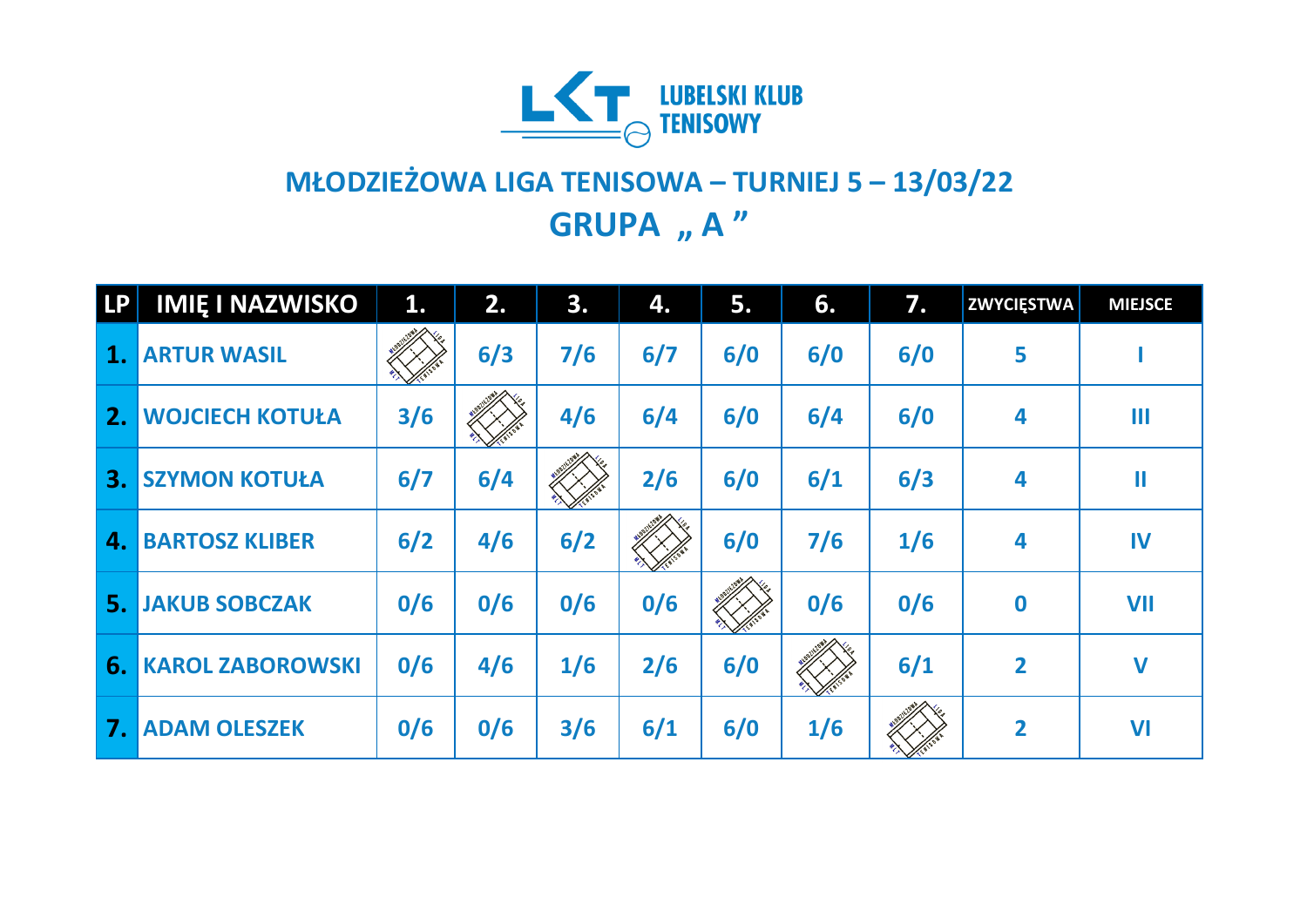LUBELSKI KLUB TENISOWY

## MŁODZIEŻOWA LIGA TENISOWA – TURNIEJ 5 – 13/03/22

## GRUPA „ A ”

| LP | IMIĘ I NAZWISKO | 1. | 2. | 3. | 4. | 5. | 6. | 7. | ZWYCIĘSTWA | MIEJSCE |
|---|---|---|---|---|---|---|---|---|---|---|
| 1. | ARTUR WASIL | | 6/3 | 7/6 | 6/7 | 6/0 | 6/0 | 6/0 | 5 | I |
| 2. | WOJCIECH KOTUŁA | 3/6 | | 4/6 | 6/4 | 6/0 | 6/4 | 6/0 | 4 | III |
| 3. | SZYMON KOTUŁA | 6/7 | 6/4 | | 2/6 | 6/0 | 6/1 | 6/3 | 4 | II |
| 4. | BARTOSZ KLIBER | 6/2 | 4/6 | 6/2 | | 6/0 | 7/6 | 1/6 | 4 | IV |
| 5. | JAKUB SOBCZAK | 0/6 | 0/6 | 0/6 | 0/6 | | 0/6 | 0/6 | 0 | VII |
| 6. | KAROL ZABOROWSKI | 0/6 | 4/6 | 1/6 | 2/6 | 6/0 | | 6/1 | 2 | V |
| 7. | ADAM OLESZEK | 0/6 | 0/6 | 3/6 | 6/1 | 6/0 | 1/6 | | 2 | VI |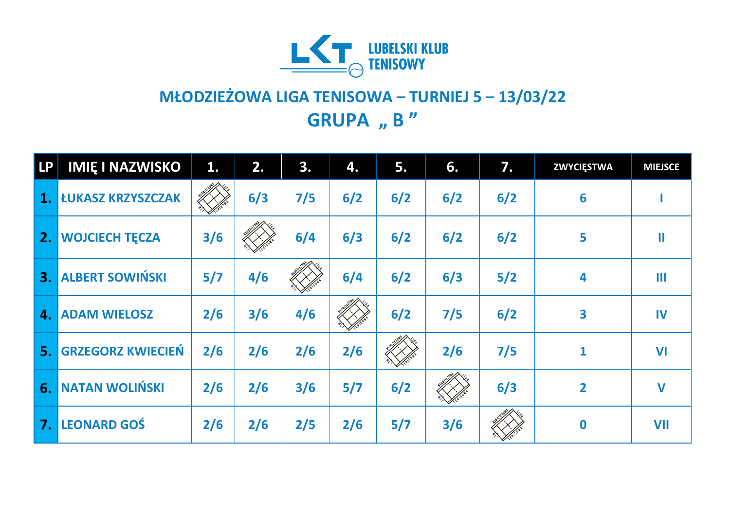LUBELSKI KLUB TENISOWY

# MŁODZIEŻOWA LIGA TENISOWA – TURNIEJ 5 – 13/03/22

## GRUPA „ B ”

| LP | IMIĘ I NAZWISKO | 1. | 2. | 3. | 4. | 5. | 6. | 7. | ZWYCIĘSTWA | MIEJSCE |
|---|---|---|---|---|---|---|---|---|---|---|
| 1. | ŁUKASZ KRZYSZCZAK | | 6/3 | 7/5 | 6/2 | 6/2 | 6/2 | 6/2 | 6 | I |
| 2. | WOJCIECH TĘCZA | 3/6 | | 6/4 | 6/3 | 6/2 | 6/2 | 6/2 | 5 | II |
| 3. | ALBERT SOWIŃSKI | 5/7 | 4/6 | | 6/4 | 6/2 | 6/3 | 5/2 | 4 | III |
| 4. | ADAM WIELOSZ | 2/6 | 3/6 | 4/6 | | 6/2 | 7/5 | 6/2 | 3 | IV |
| 5. | GRZEGORZ KWIECIEŃ | 2/6 | 2/6 | 2/6 | 2/6 | | 2/6 | 7/5 | 1 | VI |
| 6. | NATAN WOLIŃSKI | 2/6 | 2/6 | 3/6 | 5/7 | 6/2 | | 6/3 | 2 | V |
| 7. | LEONARD GOŚ | 2/6 | 2/6 | 2/5 | 2/6 | 5/7 | 3/6 | | 0 | VII |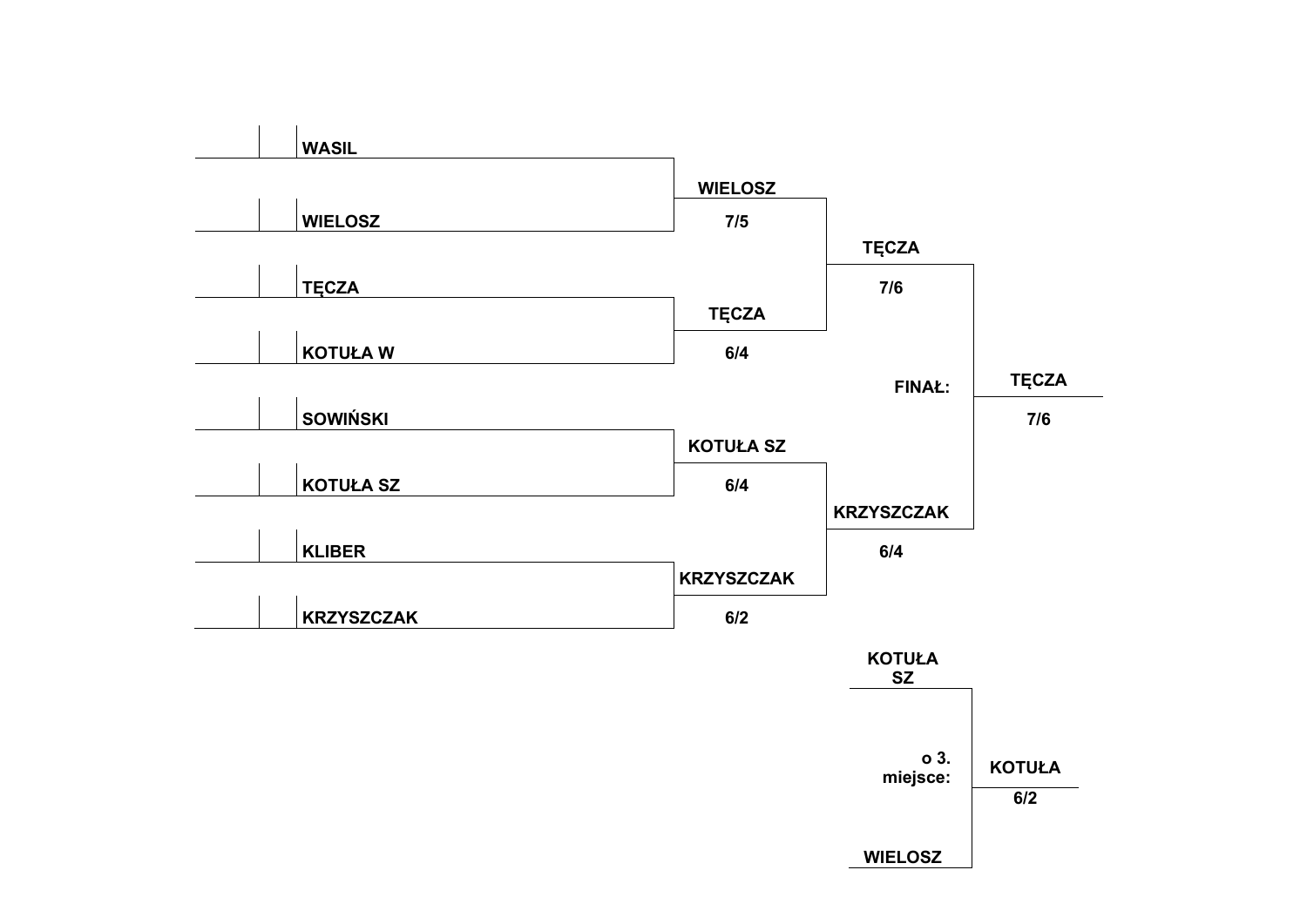WASIL

WIELOSZ

TĘCZA

KOTUŁA W

SOWIŃSKI

KOTUŁA SZ

KLIBER

KRZYSZCZAK

WIELOSZ
7/5

TĘCZA
6/4

KOTUŁA SZ
6/4

KRZYSZCZAK
6/2

TĘCZA
7/6

KRZYSZCZAK
6/4

FINAŁ:

TĘCZA
7/6

KOTUŁA SZ

o 3. miejsce:

WIELOSZ

KOTUŁA
6/2